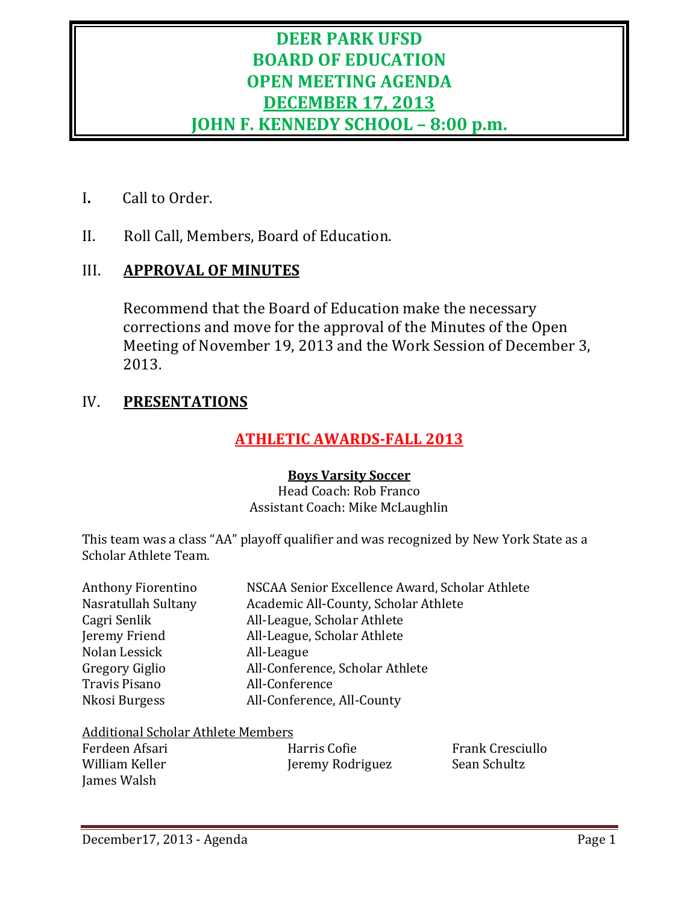# DEER PARK UFSD
# BOARD OF EDUCATION
# OPEN MEETING AGENDA
# DECEMBER 17, 2013
# JOHN F. KENNEDY SCHOOL – 8:00 p.m.

I. Call to Order.

II. Roll Call, Members, Board of Education.

## III. APPROVAL OF MINUTES

Recommend that the Board of Education make the necessary corrections and move for the approval of the Minutes of the Open Meeting of November 19, 2013 and the Work Session of December 3, 2013.

## IV. PRESENTATIONS

### ATHLETIC AWARDS-FALL 2013

**Boys Varsity Soccer**
Head Coach: Rob Franco
Assistant Coach: Mike McLaughlin

This team was a class "AA" playoff qualifier and was recognized by New York State as a Scholar Athlete Team.

| | |
|---|---|
| Anthony Fiorentino | NSCAA Senior Excellence Award, Scholar Athlete |
| Nasratullah Sultany | Academic All-County, Scholar Athlete |
| Cagri Senlik | All-League, Scholar Athlete |
| Jeremy Friend | All-League, Scholar Athlete |
| Nolan Lessick | All-League |
| Gregory Giglio | All-Conference, Scholar Athlete |
| Travis Pisano | All-Conference |
| Nkosi Burgess | All-Conference, All-County |

Additional Scholar Athlete Members

| | | |
|---|---|---|
| Ferdeen Afsari | Harris Cofie | Frank Cresciullo |
| William Keller | Jeremy Rodriguez | Sean Schultz |
| James Walsh | | |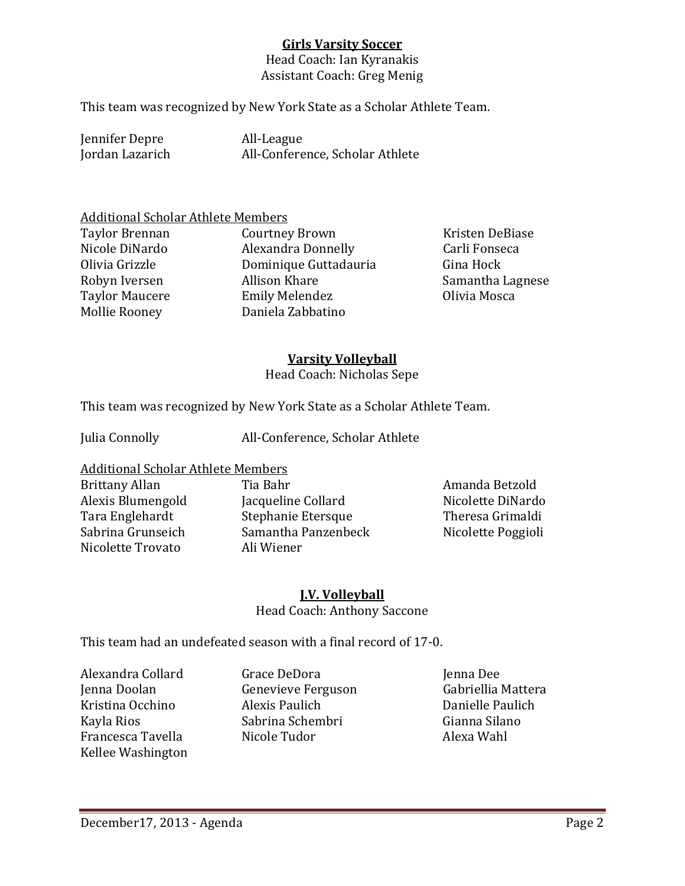## **Girls Varsity Soccer**

Head Coach: Ian Kyranakis
Assistant Coach: Greg Menig

This team was recognized by New York State as a Scholar Athlete Team.

| | |
|---|---|
| Jennifer Depre | All-League |
| Jordan Lazarich | All-Conference, Scholar Athlete |

Additional Scholar Athlete Members

| | | |
|---|---|---|
| Taylor Brennan | Courtney Brown | Kristen DeBiase |
| Nicole DiNardo | Alexandra Donnelly | Carli Fonseca |
| Olivia Grizzle | Dominique Guttadauria | Gina Hock |
| Robyn Iversen | Allison Khare | Samantha Lagnese |
| Taylor Maucere | Emily Melendez | Olivia Mosca |
| Mollie Rooney | Daniela Zabbatino | |

## **Varsity Volleyball**

Head Coach: Nicholas Sepe

This team was recognized by New York State as a Scholar Athlete Team.

| | |
|---|---|
| Julia Connolly | All-Conference, Scholar Athlete |

Additional Scholar Athlete Members

| | | |
|---|---|---|
| Brittany Allan | Tia Bahr | Amanda Betzold |
| Alexis Blumengold | Jacqueline Collard | Nicolette DiNardo |
| Tara Englehardt | Stephanie Etersque | Theresa Grimaldi |
| Sabrina Grunseich | Samantha Panzenbeck | Nicolette Poggioli |
| Nicolette Trovato | Ali Wiener | |

## **J.V. Volleyball**

Head Coach: Anthony Saccone

This team had an undefeated season with a final record of 17-0.

| | | |
|---|---|---|
| Alexandra Collard | Grace DeDora | Jenna Dee |
| Jenna Doolan | Genevieve Ferguson | Gabriellia Mattera |
| Kristina Occhino | Alexis Paulich | Danielle Paulich |
| Kayla Rios | Sabrina Schembri | Gianna Silano |
| Francesca Tavella | Nicole Tudor | Alexa Wahl |
| Kellee Washington | | |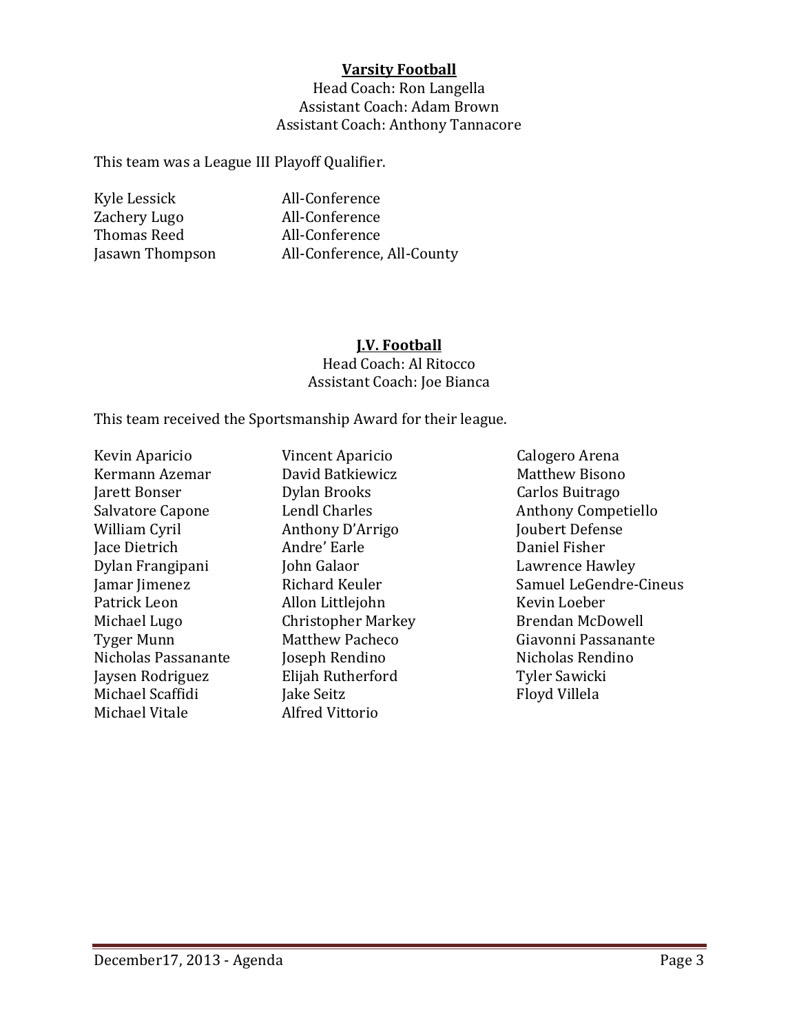## Varsity Football

Head Coach: Ron Langella
Assistant Coach: Adam Brown
Assistant Coach: Anthony Tannacore

This team was a League III Playoff Qualifier.

| | |
|---|---|
| Kyle Lessick | All-Conference |
| Zachery Lugo | All-Conference |
| Thomas Reed | All-Conference |
| Jasawn Thompson | All-Conference, All-County |

## J.V. Football

Head Coach: Al Ritocco
Assistant Coach: Joe Bianca

This team received the Sportsmanship Award for their league.

| | | |
|---|---|---|
| Kevin Aparicio | Vincent Aparicio | Calogero Arena |
| Kermann Azemar | David Batkiewicz | Matthew Bisono |
| Jarett Bonser | Dylan Brooks | Carlos Buitrago |
| Salvatore Capone | Lendl Charles | Anthony Competiello |
| William Cyril | Anthony D'Arrigo | Joubert Defense |
| Jace Dietrich | Andre' Earle | Daniel Fisher |
| Dylan Frangipani | John Galaor | Lawrence Hawley |
| Jamar Jimenez | Richard Keuler | Samuel LeGendre-Cineus |
| Patrick Leon | Allon Littlejohn | Kevin Loeber |
| Michael Lugo | Christopher Markey | Brendan McDowell |
| Tyger Munn | Matthew Pacheco | Giavonni Passanante |
| Nicholas Passanante | Joseph Rendino | Nicholas Rendino |
| Jaysen Rodriguez | Elijah Rutherford | Tyler Sawicki |
| Michael Scaffidi | Jake Seitz | Floyd Villela |
| Michael Vitale | Alfred Vittorio | |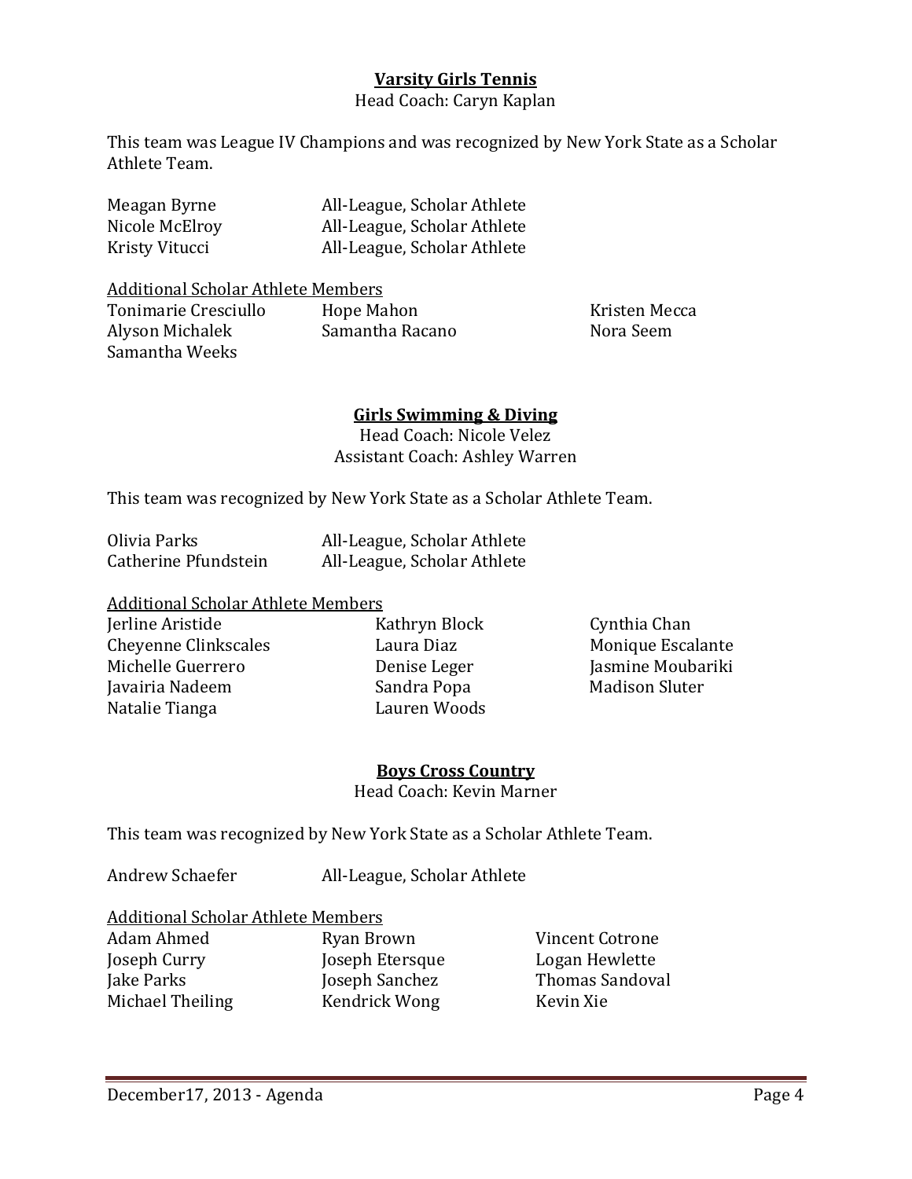## Varsity Girls Tennis

Head Coach: Caryn Kaplan

This team was League IV Champions and was recognized by New York State as a Scholar Athlete Team.

| | |
|---|---|
| Meagan Byrne | All-League, Scholar Athlete |
| Nicole McElroy | All-League, Scholar Athlete |
| Kristy Vitucci | All-League, Scholar Athlete |

Additional Scholar Athlete Members

| | | |
|---|---|---|
| Tonimarie Cresciullo | Hope Mahon | Kristen Mecca |
| Alyson Michalek | Samantha Racano | Nora Seem |
| Samantha Weeks | | |

## Girls Swimming & Diving

Head Coach: Nicole Velez
Assistant Coach: Ashley Warren

This team was recognized by New York State as a Scholar Athlete Team.

| | |
|---|---|
| Olivia Parks | All-League, Scholar Athlete |
| Catherine Pfundstein | All-League, Scholar Athlete |

Additional Scholar Athlete Members

| | | |
|---|---|---|
| Jerline Aristide | Kathryn Block | Cynthia Chan |
| Cheyenne Clinkscales | Laura Diaz | Monique Escalante |
| Michelle Guerrero | Denise Leger | Jasmine Moubariki |
| Javairia Nadeem | Sandra Popa | Madison Sluter |
| Natalie Tianga | Lauren Woods | |

## Boys Cross Country

Head Coach: Kevin Marner

This team was recognized by New York State as a Scholar Athlete Team.

| | |
|---|---|
| Andrew Schaefer | All-League, Scholar Athlete |

Additional Scholar Athlete Members

| | | |
|---|---|---|
| Adam Ahmed | Ryan Brown | Vincent Cotrone |
| Joseph Curry | Joseph Etersque | Logan Hewlette |
| Jake Parks | Joseph Sanchez | Thomas Sandoval |
| Michael Theiling | Kendrick Wong | Kevin Xie |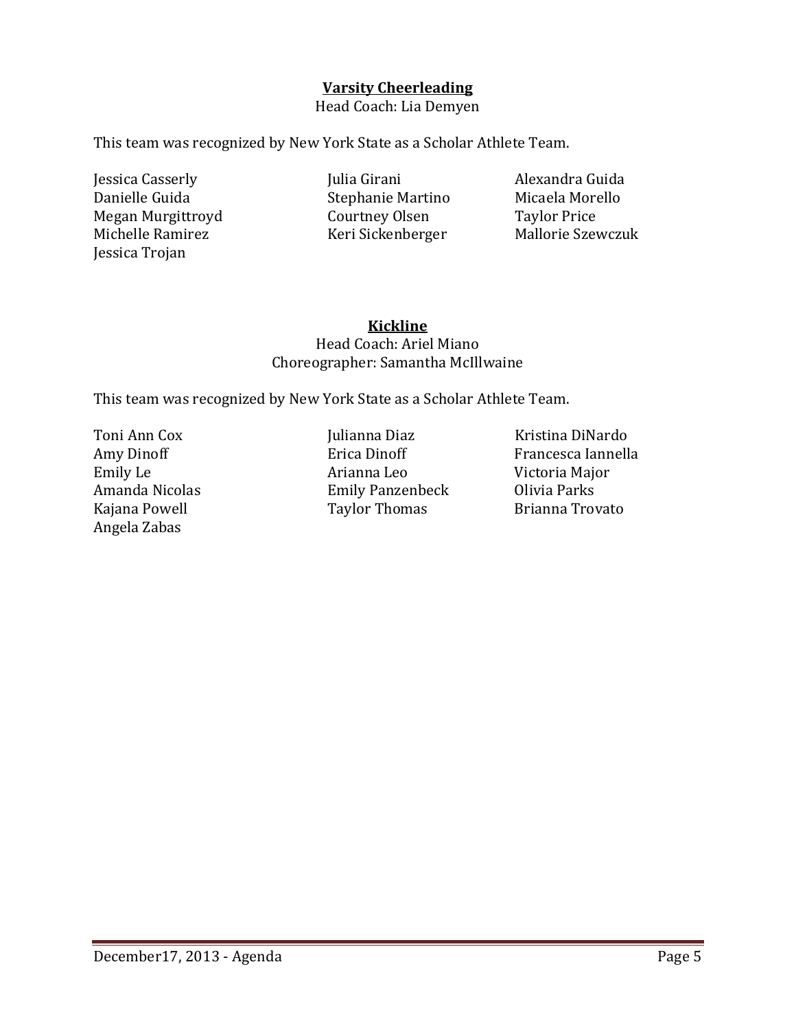**Varsity Cheerleading**

Head Coach: Lia Demyen

This team was recognized by New York State as a Scholar Athlete Team.

Jessica Casserly
Julia Girani
Alexandra Guida
Danielle Guida
Stephanie Martino
Micaela Morello
Megan Murgittroyd
Courtney Olsen
Taylor Price
Michelle Ramirez
Keri Sickenberger
Mallorie Szewczuk
Jessica Trojan

**Kickline**

Head Coach: Ariel Miano
Choreographer: Samantha McIllwaine

This team was recognized by New York State as a Scholar Athlete Team.

Toni Ann Cox
Julianna Diaz
Kristina DiNardo
Amy Dinoff
Erica Dinoff
Francesca Iannella
Emily Le
Arianna Leo
Victoria Major
Amanda Nicolas
Emily Panzenbeck
Olivia Parks
Kajana Powell
Taylor Thomas
Brianna Trovato
Angela Zabas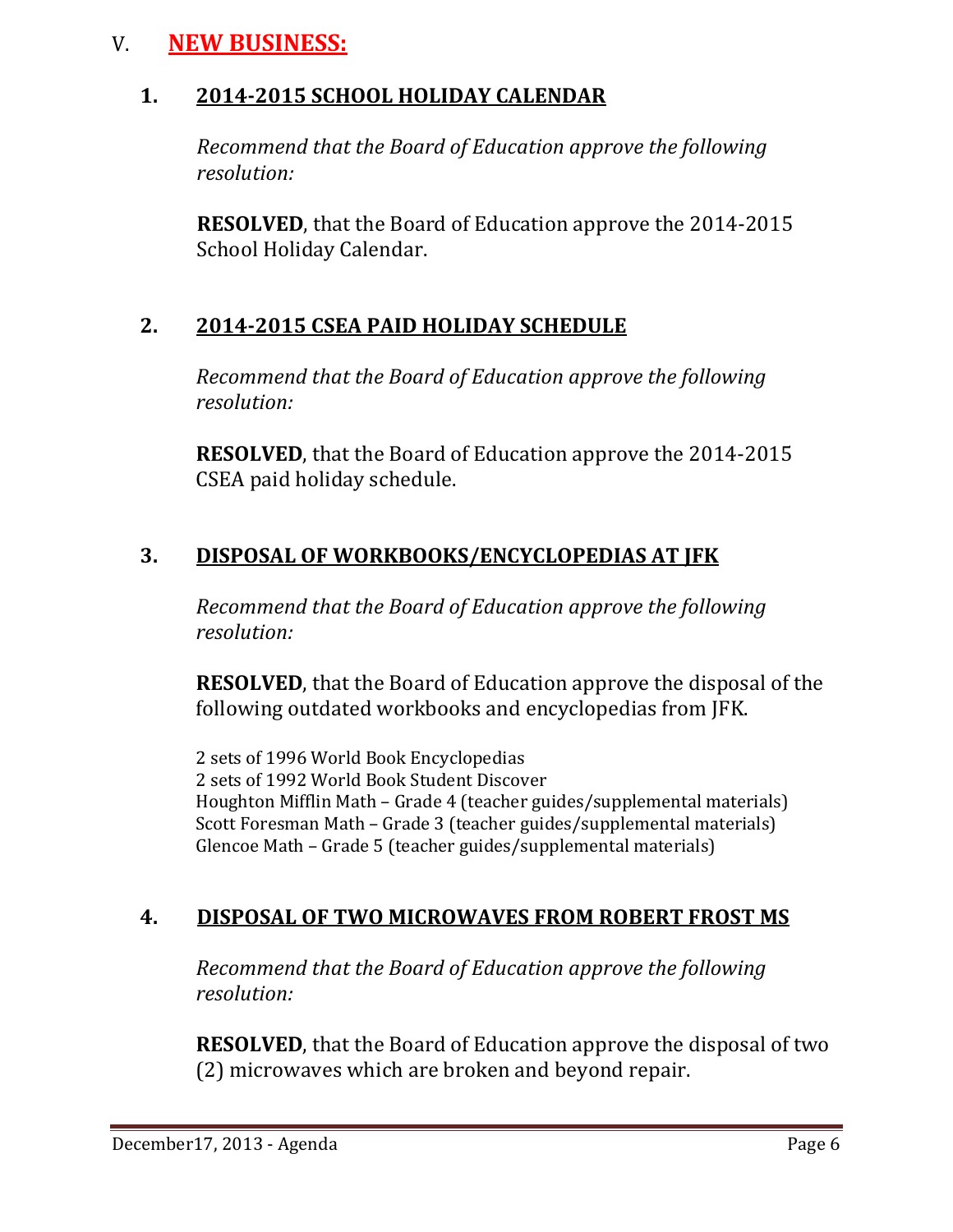# V. NEW BUSINESS:

## 1. 2014-2015 SCHOOL HOLIDAY CALENDAR

*Recommend that the Board of Education approve the following resolution:*

**RESOLVED**, that the Board of Education approve the 2014-2015 School Holiday Calendar.

## 2. 2014-2015 CSEA PAID HOLIDAY SCHEDULE

*Recommend that the Board of Education approve the following resolution:*

**RESOLVED**, that the Board of Education approve the 2014-2015 CSEA paid holiday schedule.

## 3. DISPOSAL OF WORKBOOKS/ENCYCLOPEDIAS AT JFK

*Recommend that the Board of Education approve the following resolution:*

**RESOLVED**, that the Board of Education approve the disposal of the following outdated workbooks and encyclopedias from JFK.

2 sets of 1996 World Book Encyclopedias
2 sets of 1992 World Book Student Discover
Houghton Mifflin Math – Grade 4 (teacher guides/supplemental materials)
Scott Foresman Math – Grade 3 (teacher guides/supplemental materials)
Glencoe Math – Grade 5 (teacher guides/supplemental materials)

## 4. DISPOSAL OF TWO MICROWAVES FROM ROBERT FROST MS

*Recommend that the Board of Education approve the following resolution:*

**RESOLVED**, that the Board of Education approve the disposal of two (2) microwaves which are broken and beyond repair.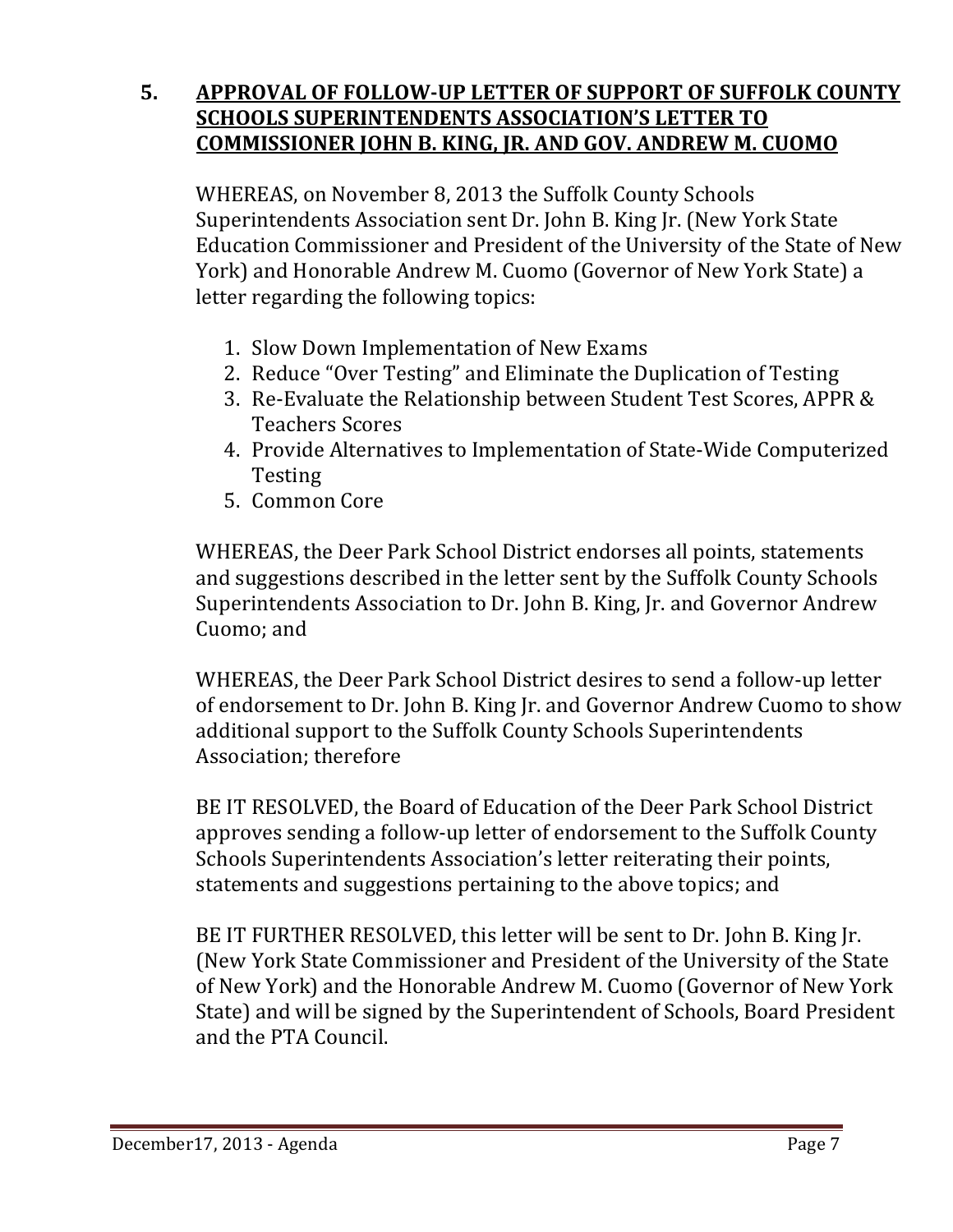**5. <u>APPROVAL OF FOLLOW-UP LETTER OF SUPPORT OF SUFFOLK COUNTY SCHOOLS SUPERINTENDENTS ASSOCIATION'S LETTER TO COMMISSIONER JOHN B. KING, JR. AND GOV. ANDREW M. CUOMO</u>**

WHEREAS, on November 8, 2013 the Suffolk County Schools Superintendents Association sent Dr. John B. King Jr. (New York State Education Commissioner and President of the University of the State of New York) and Honorable Andrew M. Cuomo (Governor of New York State) a letter regarding the following topics:

1. Slow Down Implementation of New Exams
2. Reduce "Over Testing" and Eliminate the Duplication of Testing
3. Re-Evaluate the Relationship between Student Test Scores, APPR & Teachers Scores
4. Provide Alternatives to Implementation of State-Wide Computerized Testing
5. Common Core

WHEREAS, the Deer Park School District endorses all points, statements and suggestions described in the letter sent by the Suffolk County Schools Superintendents Association to Dr. John B. King, Jr. and Governor Andrew Cuomo; and

WHEREAS, the Deer Park School District desires to send a follow-up letter of endorsement to Dr. John B. King Jr. and Governor Andrew Cuomo to show additional support to the Suffolk County Schools Superintendents Association; therefore

BE IT RESOLVED, the Board of Education of the Deer Park School District approves sending a follow-up letter of endorsement to the Suffolk County Schools Superintendents Association's letter reiterating their points, statements and suggestions pertaining to the above topics; and

BE IT FURTHER RESOLVED, this letter will be sent to Dr. John B. King Jr. (New York State Commissioner and President of the University of the State of New York) and the Honorable Andrew M. Cuomo (Governor of New York State) and will be signed by the Superintendent of Schools, Board President and the PTA Council.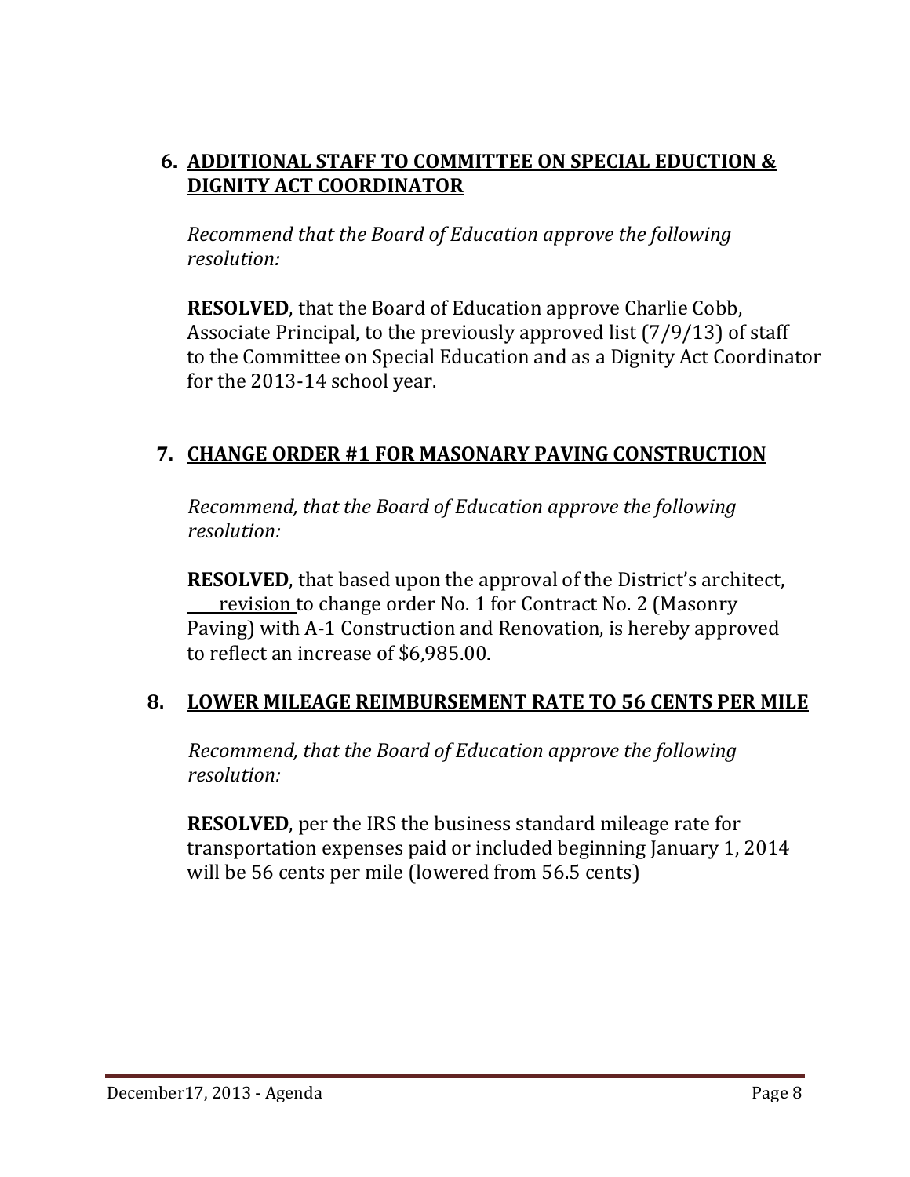## 6. ADDITIONAL STAFF TO COMMITTEE ON SPECIAL EDUCTION & DIGNITY ACT COORDINATOR

*Recommend that the Board of Education approve the following resolution:*

**RESOLVED**, that the Board of Education approve Charlie Cobb, Associate Principal, to the previously approved list (7/9/13) of staff to the Committee on Special Education and as a Dignity Act Coordinator for the 2013-14 school year.

## 7. CHANGE ORDER #1 FOR MASONARY PAVING CONSTRUCTION

*Recommend, that the Board of Education approve the following resolution:*

**RESOLVED**, that based upon the approval of the District's architect, revision to change order No. 1 for Contract No. 2 (Masonry Paving) with A-1 Construction and Renovation, is hereby approved to reflect an increase of $6,985.00.

## 8. LOWER MILEAGE REIMBURSEMENT RATE TO 56 CENTS PER MILE

*Recommend, that the Board of Education approve the following resolution:*

**RESOLVED**, per the IRS the business standard mileage rate for transportation expenses paid or included beginning January 1, 2014 will be 56 cents per mile (lowered from 56.5 cents)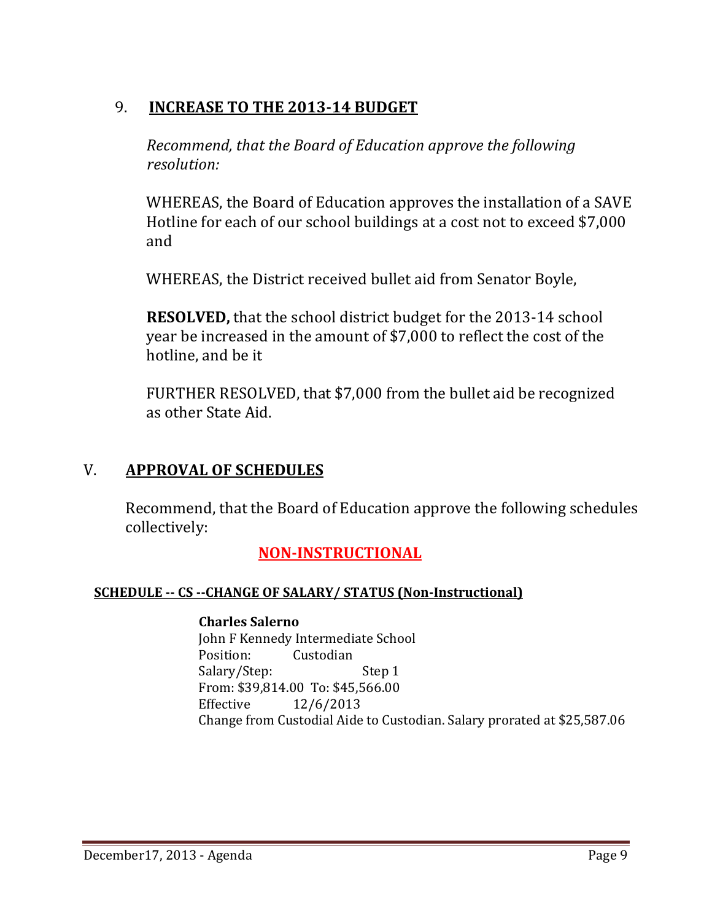## 9. **INCREASE TO THE 2013-14 BUDGET**

*Recommend, that the Board of Education approve the following resolution:*

WHEREAS, the Board of Education approves the installation of a SAVE Hotline for each of our school buildings at a cost not to exceed $7,000 and

WHEREAS, the District received bullet aid from Senator Boyle,

**RESOLVED,** that the school district budget for the 2013-14 school year be increased in the amount of $7,000 to reflect the cost of the hotline, and be it

FURTHER RESOLVED, that $7,000 from the bullet aid be recognized as other State Aid.

# V. **APPROVAL OF SCHEDULES**

Recommend, that the Board of Education approve the following schedules collectively:

## NON-INSTRUCTIONAL

### SCHEDULE -- CS --CHANGE OF SALARY/ STATUS (Non-Instructional)

**Charles Salerno**
John F Kennedy Intermediate School
Position: Custodian
Salary/Step: Step 1
From: $39,814.00 To: $45,566.00
Effective 12/6/2013
Change from Custodial Aide to Custodian. Salary prorated at $25,587.06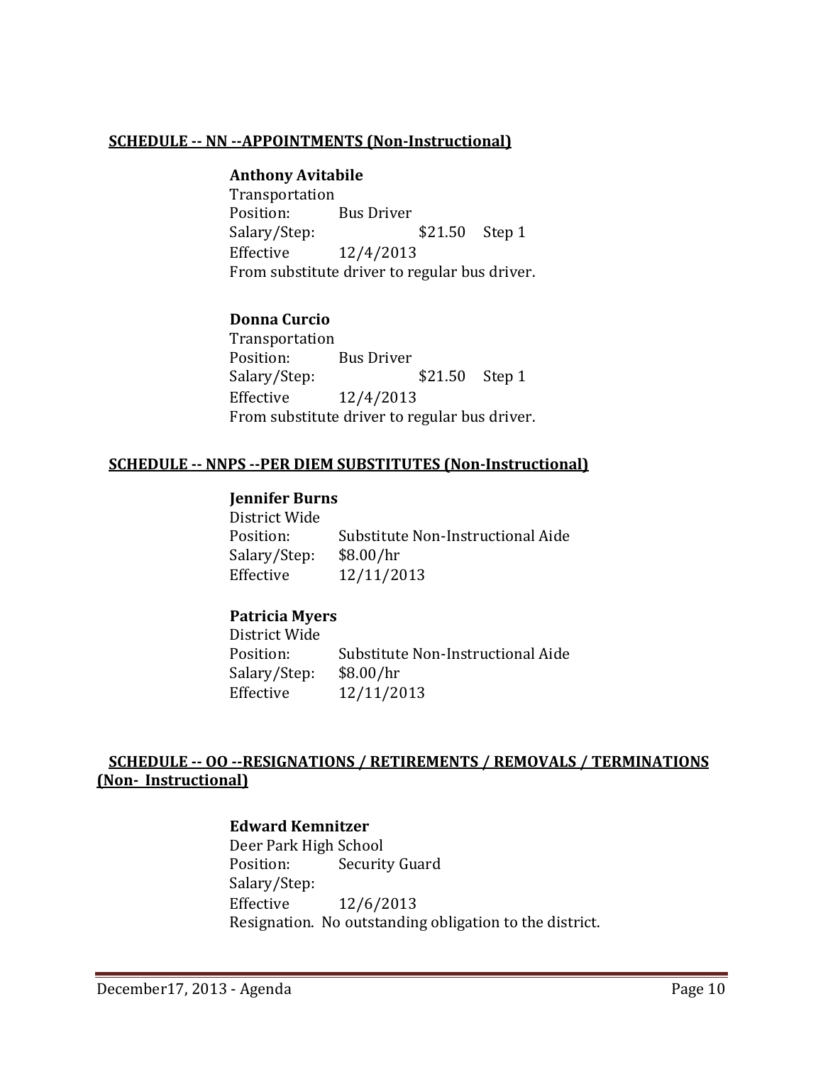**SCHEDULE -- NN --APPOINTMENTS (Non-Instructional)**

**Anthony Avitabile**
Transportation
Position: Bus Driver
Salary/Step: $21.50 Step 1
Effective 12/4/2013
From substitute driver to regular bus driver.

**Donna Curcio**
Transportation
Position: Bus Driver
Salary/Step: $21.50 Step 1
Effective 12/4/2013
From substitute driver to regular bus driver.

**SCHEDULE -- NNPS --PER DIEM SUBSTITUTES (Non-Instructional)**

**Jennifer Burns**
District Wide
Position: Substitute Non-Instructional Aide
Salary/Step: $8.00/hr
Effective 12/11/2013

**Patricia Myers**
District Wide
Position: Substitute Non-Instructional Aide
Salary/Step: $8.00/hr
Effective 12/11/2013

**SCHEDULE -- OO --RESIGNATIONS / RETIREMENTS / REMOVALS / TERMINATIONS (Non- Instructional)**

**Edward Kemnitzer**
Deer Park High School
Position: Security Guard
Salary/Step:
Effective 12/6/2013
Resignation. No outstanding obligation to the district.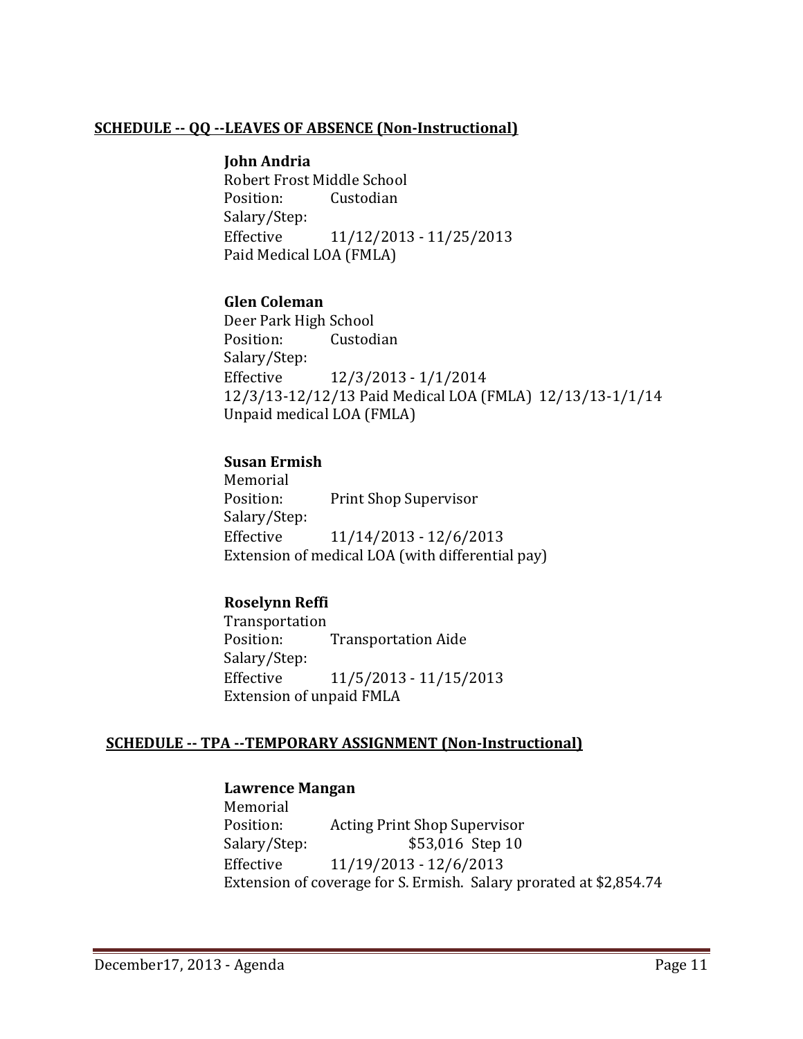## SCHEDULE -- QQ --LEAVES OF ABSENCE (Non-Instructional)

**John Andria**
Robert Frost Middle School
Position: Custodian
Salary/Step:
Effective 11/12/2013 - 11/25/2013
Paid Medical LOA (FMLA)

**Glen Coleman**
Deer Park High School
Position: Custodian
Salary/Step:
Effective 12/3/2013 - 1/1/2014
12/3/13-12/12/13 Paid Medical LOA (FMLA) 12/13/13-1/1/14 Unpaid medical LOA (FMLA)

**Susan Ermish**
Memorial
Position: Print Shop Supervisor
Salary/Step:
Effective 11/14/2013 - 12/6/2013
Extension of medical LOA (with differential pay)

**Roselynn Reffi**
Transportation
Position: Transportation Aide
Salary/Step:
Effective 11/5/2013 - 11/15/2013
Extension of unpaid FMLA

## SCHEDULE -- TPA --TEMPORARY ASSIGNMENT (Non-Instructional)

**Lawrence Mangan**
Memorial
Position: Acting Print Shop Supervisor
Salary/Step: $53,016 Step 10
Effective 11/19/2013 - 12/6/2013
Extension of coverage for S. Ermish. Salary prorated at $2,854.74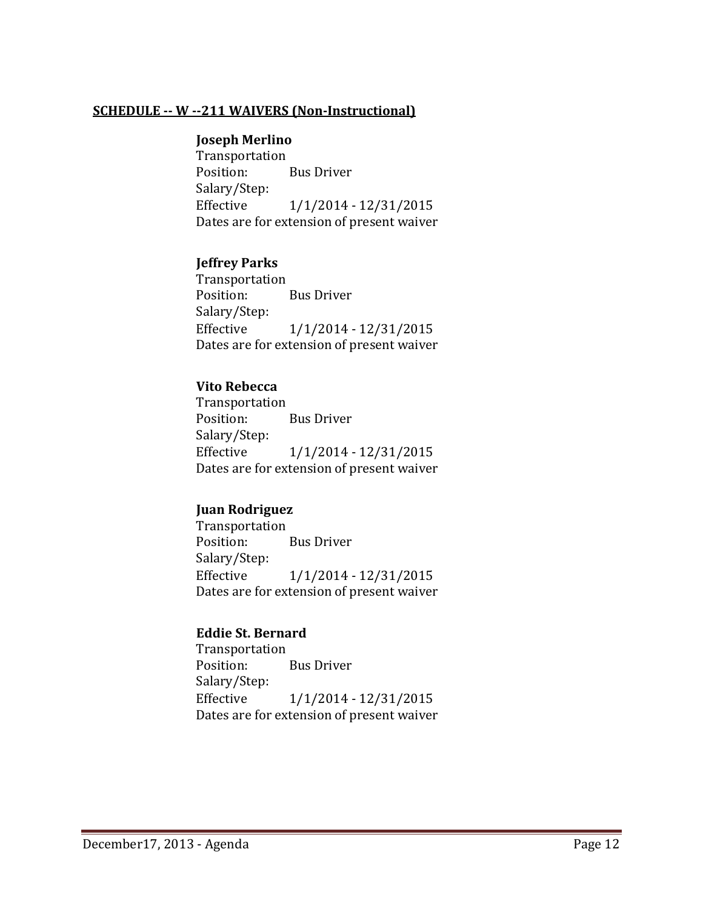**SCHEDULE -- W --211 WAIVERS (Non-Instructional)**

**Joseph Merlino**
Transportation
Position: Bus Driver
Salary/Step:
Effective 1/1/2014 - 12/31/2015
Dates are for extension of present waiver

**Jeffrey Parks**
Transportation
Position: Bus Driver
Salary/Step:
Effective 1/1/2014 - 12/31/2015
Dates are for extension of present waiver

**Vito Rebecca**
Transportation
Position: Bus Driver
Salary/Step:
Effective 1/1/2014 - 12/31/2015
Dates are for extension of present waiver

**Juan Rodriguez**
Transportation
Position: Bus Driver
Salary/Step:
Effective 1/1/2014 - 12/31/2015
Dates are for extension of present waiver

**Eddie St. Bernard**
Transportation
Position: Bus Driver
Salary/Step:
Effective 1/1/2014 - 12/31/2015
Dates are for extension of present waiver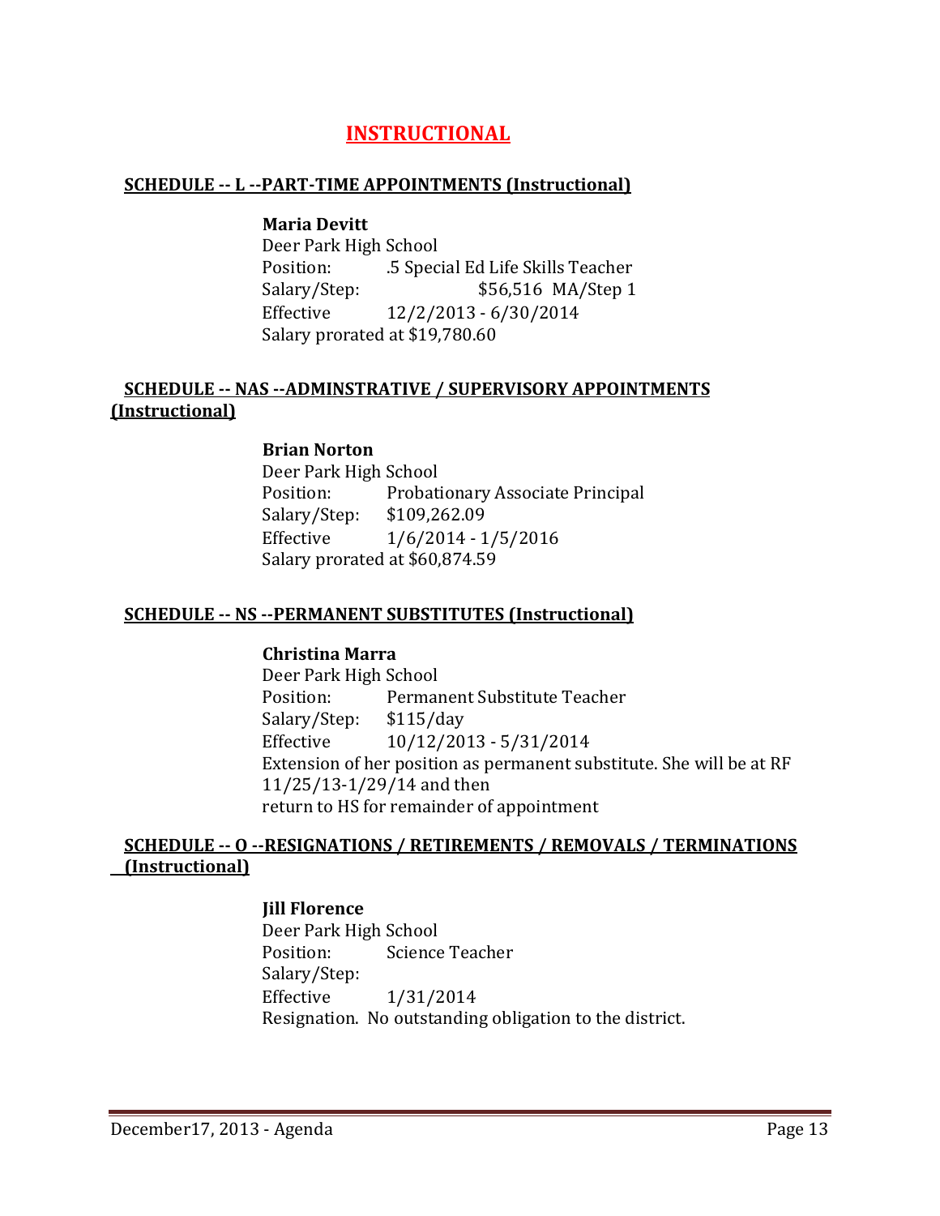# INSTRUCTIONAL

## SCHEDULE -- L --PART-TIME APPOINTMENTS (Instructional)

**Maria Devitt**
Deer Park High School
Position: .5 Special Ed Life Skills Teacher
Salary/Step: $56,516 MA/Step 1
Effective 12/2/2013 - 6/30/2014
Salary prorated at $19,780.60

## SCHEDULE -- NAS --ADMINSTRATIVE / SUPERVISORY APPOINTMENTS (Instructional)

**Brian Norton**
Deer Park High School
Position: Probationary Associate Principal
Salary/Step: $109,262.09
Effective 1/6/2014 - 1/5/2016
Salary prorated at $60,874.59

## SCHEDULE -- NS --PERMANENT SUBSTITUTES (Instructional)

**Christina Marra**
Deer Park High School
Position: Permanent Substitute Teacher
Salary/Step: $115/day
Effective 10/12/2013 - 5/31/2014
Extension of her position as permanent substitute. She will be at RF 11/25/13-1/29/14 and then
return to HS for remainder of appointment

## SCHEDULE -- O --RESIGNATIONS / RETIREMENTS / REMOVALS / TERMINATIONS (Instructional)

**Jill Florence**
Deer Park High School
Position: Science Teacher
Salary/Step:
Effective 1/31/2014
Resignation. No outstanding obligation to the district.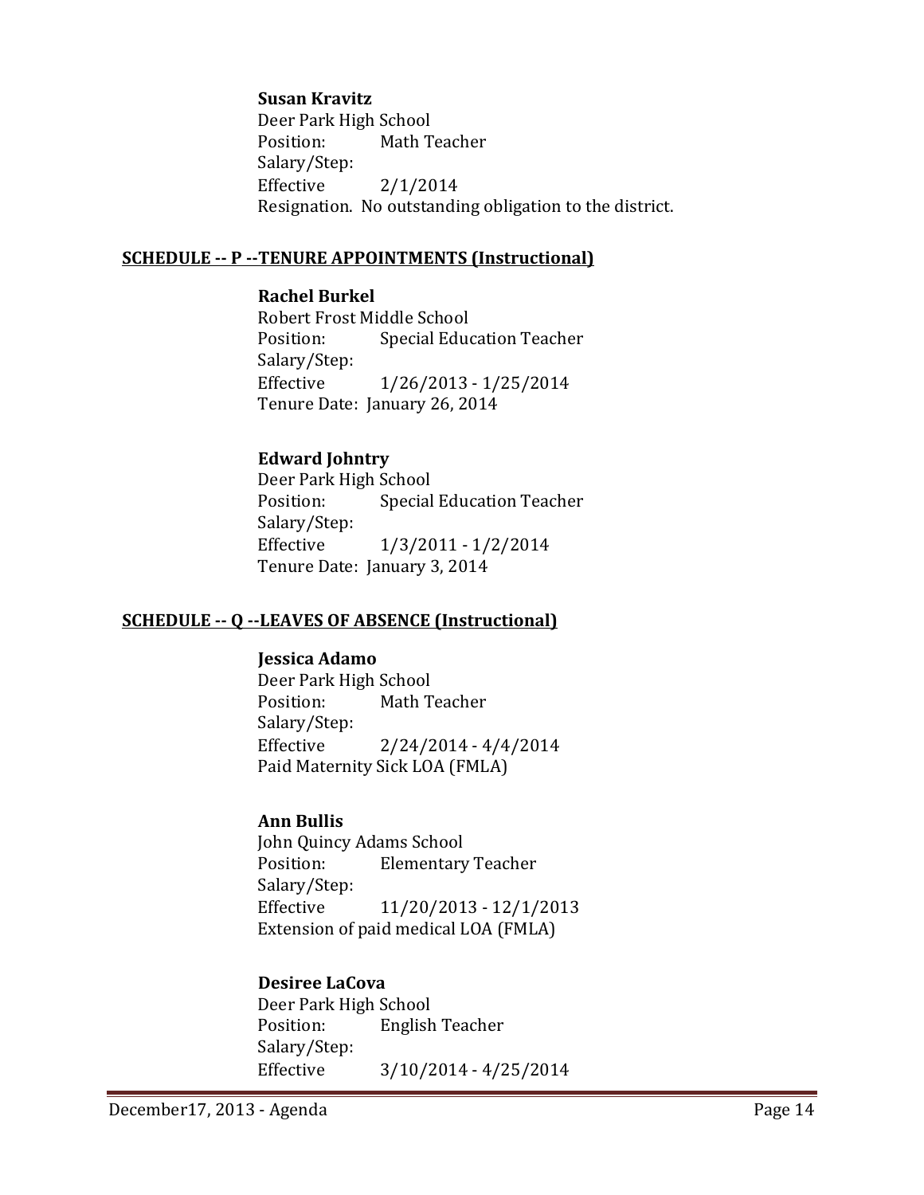**Susan Kravitz**
Deer Park High School
Position: Math Teacher
Salary/Step:
Effective 2/1/2014
Resignation. No outstanding obligation to the district.

## SCHEDULE -- P --TENURE APPOINTMENTS (Instructional)

**Rachel Burkel**
Robert Frost Middle School
Position: Special Education Teacher
Salary/Step:
Effective 1/26/2013 - 1/25/2014
Tenure Date: January 26, 2014

**Edward Johntry**
Deer Park High School
Position: Special Education Teacher
Salary/Step:
Effective 1/3/2011 - 1/2/2014
Tenure Date: January 3, 2014

## SCHEDULE -- Q --LEAVES OF ABSENCE (Instructional)

**Jessica Adamo**
Deer Park High School
Position: Math Teacher
Salary/Step:
Effective 2/24/2014 - 4/4/2014
Paid Maternity Sick LOA (FMLA)

**Ann Bullis**
John Quincy Adams School
Position: Elementary Teacher
Salary/Step:
Effective 11/20/2013 - 12/1/2013
Extension of paid medical LOA (FMLA)

**Desiree LaCova**
Deer Park High School
Position: English Teacher
Salary/Step:
Effective 3/10/2014 - 4/25/2014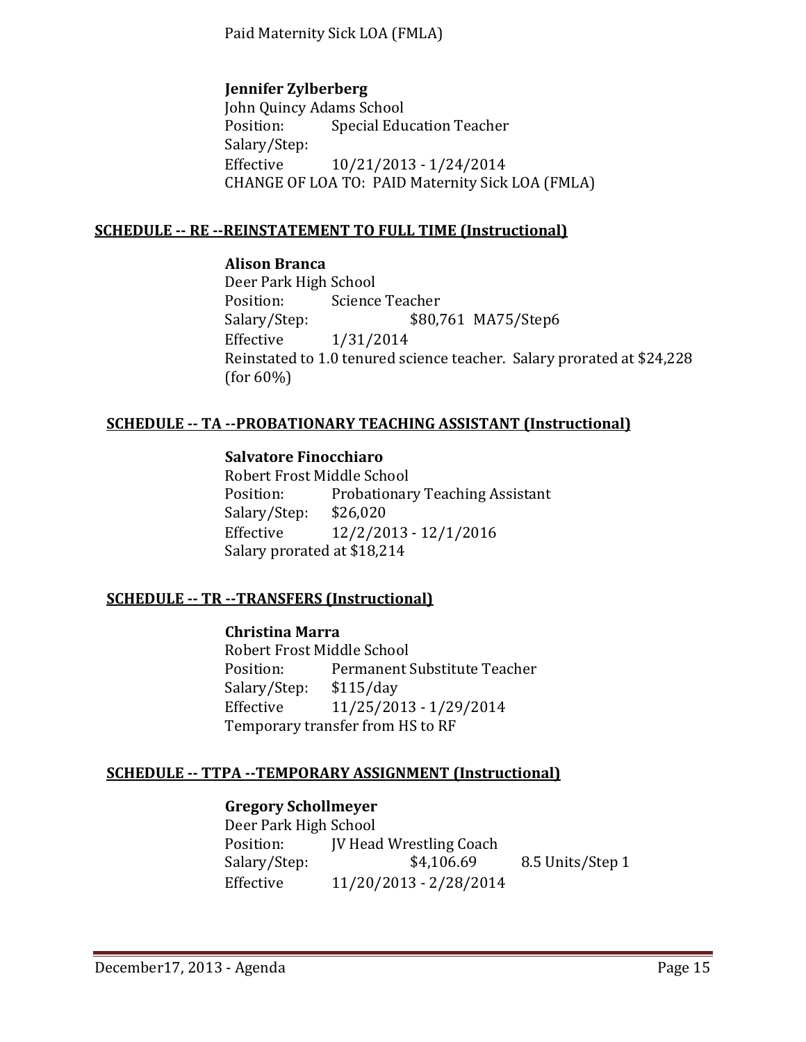Paid Maternity Sick LOA (FMLA)

**Jennifer Zylberberg**
John Quincy Adams School
Position: Special Education Teacher
Salary/Step:
Effective 10/21/2013 - 1/24/2014
CHANGE OF LOA TO: PAID Maternity Sick LOA (FMLA)

## SCHEDULE -- RE --REINSTATEMENT TO FULL TIME (Instructional)

**Alison Branca**
Deer Park High School
Position: Science Teacher
Salary/Step: $80,761 MA75/Step6
Effective 1/31/2014
Reinstated to 1.0 tenured science teacher. Salary prorated at $24,228 (for 60%)

## SCHEDULE -- TA --PROBATIONARY TEACHING ASSISTANT (Instructional)

**Salvatore Finocchiaro**
Robert Frost Middle School
Position: Probationary Teaching Assistant
Salary/Step: $26,020
Effective 12/2/2013 - 12/1/2016
Salary prorated at $18,214

## SCHEDULE -- TR --TRANSFERS (Instructional)

**Christina Marra**
Robert Frost Middle School
Position: Permanent Substitute Teacher
Salary/Step: $115/day
Effective 11/25/2013 - 1/29/2014
Temporary transfer from HS to RF

## SCHEDULE -- TTPA --TEMPORARY ASSIGNMENT (Instructional)

**Gregory Schollmeyer**
Deer Park High School
Position: JV Head Wrestling Coach
Salary/Step: $4,106.69 8.5 Units/Step 1
Effective 11/20/2013 - 2/28/2014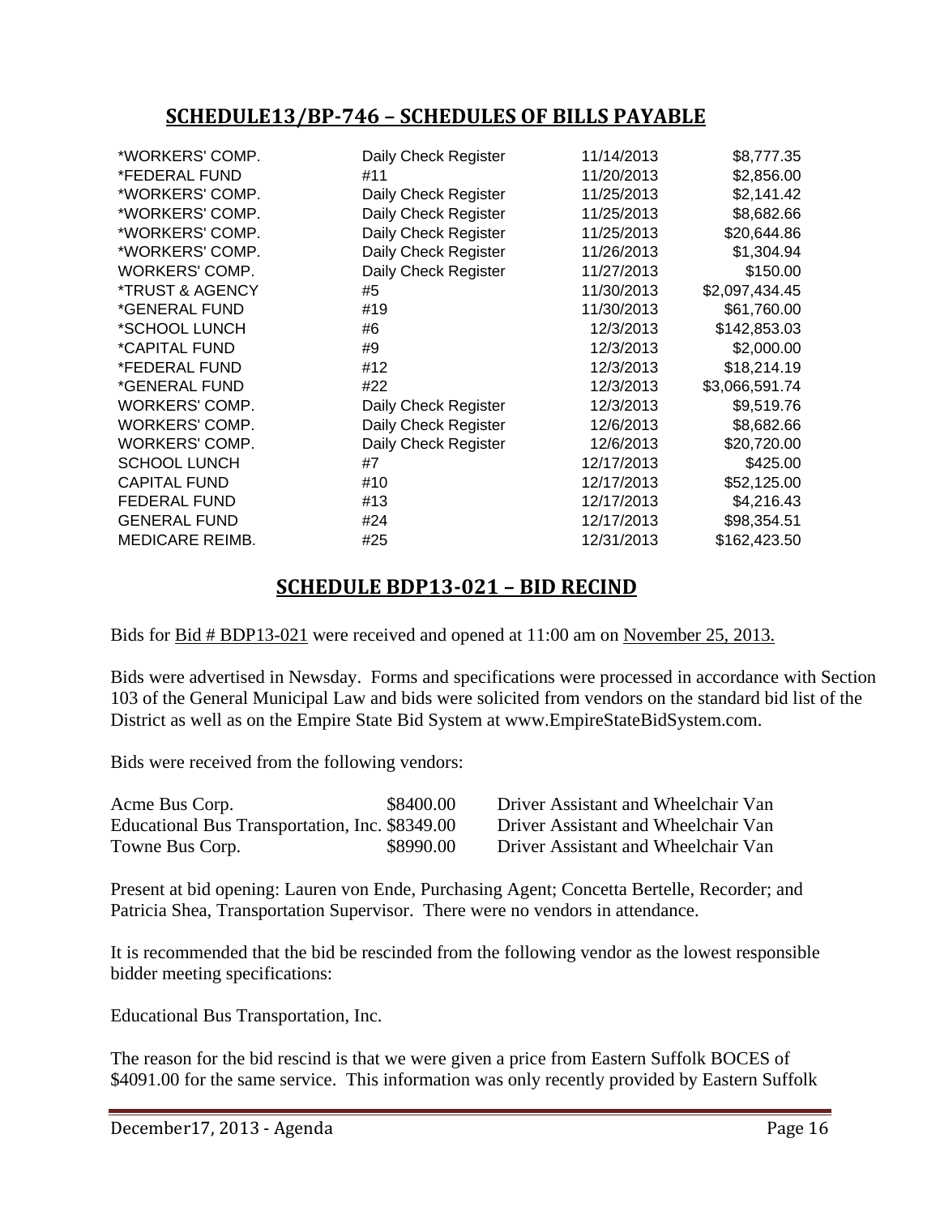## SCHEDULE13/BP-746 – SCHEDULES OF BILLS PAYABLE

| | | | |
|---|---|---|---|
| *WORKERS' COMP. | Daily Check Register | 11/14/2013 | $8,777.35 |
| *FEDERAL FUND | #11 | 11/20/2013 | $2,856.00 |
| *WORKERS' COMP. | Daily Check Register | 11/25/2013 | $2,141.42 |
| *WORKERS' COMP. | Daily Check Register | 11/25/2013 | $8,682.66 |
| *WORKERS' COMP. | Daily Check Register | 11/25/2013 | $20,644.86 |
| *WORKERS' COMP. | Daily Check Register | 11/26/2013 | $1,304.94 |
| WORKERS' COMP. | Daily Check Register | 11/27/2013 | $150.00 |
| *TRUST & AGENCY | #5 | 11/30/2013 | $2,097,434.45 |
| *GENERAL FUND | #19 | 11/30/2013 | $61,760.00 |
| *SCHOOL LUNCH | #6 | 12/3/2013 | $142,853.03 |
| *CAPITAL FUND | #9 | 12/3/2013 | $2,000.00 |
| *FEDERAL FUND | #12 | 12/3/2013 | $18,214.19 |
| *GENERAL FUND | #22 | 12/3/2013 | $3,066,591.74 |
| WORKERS' COMP. | Daily Check Register | 12/3/2013 | $9,519.76 |
| WORKERS' COMP. | Daily Check Register | 12/6/2013 | $8,682.66 |
| WORKERS' COMP. | Daily Check Register | 12/6/2013 | $20,720.00 |
| SCHOOL LUNCH | #7 | 12/17/2013 | $425.00 |
| CAPITAL FUND | #10 | 12/17/2013 | $52,125.00 |
| FEDERAL FUND | #13 | 12/17/2013 | $4,216.43 |
| GENERAL FUND | #24 | 12/17/2013 | $98,354.51 |
| MEDICARE REIMB. | #25 | 12/31/2013 | $162,423.50 |

## SCHEDULE BDP13-021 – BID RECIND

Bids for Bid # BDP13-021 were received and opened at 11:00 am on November 25, 2013.

Bids were advertised in Newsday. Forms and specifications were processed in accordance with Section 103 of the General Municipal Law and bids were solicited from vendors on the standard bid list of the District as well as on the Empire State Bid System at www.EmpireStateBidSystem.com.

Bids were received from the following vendors:

| | | |
|---|---|---|
| Acme Bus Corp. | $8400.00 | Driver Assistant and Wheelchair Van |
| Educational Bus Transportation, Inc. | $8349.00 | Driver Assistant and Wheelchair Van |
| Towne Bus Corp. | $8990.00 | Driver Assistant and Wheelchair Van |

Present at bid opening: Lauren von Ende, Purchasing Agent; Concetta Bertelle, Recorder; and Patricia Shea, Transportation Supervisor. There were no vendors in attendance.

It is recommended that the bid be rescinded from the following vendor as the lowest responsible bidder meeting specifications:

Educational Bus Transportation, Inc.

The reason for the bid rescind is that we were given a price from Eastern Suffolk BOCES of $4091.00 for the same service. This information was only recently provided by Eastern Suffolk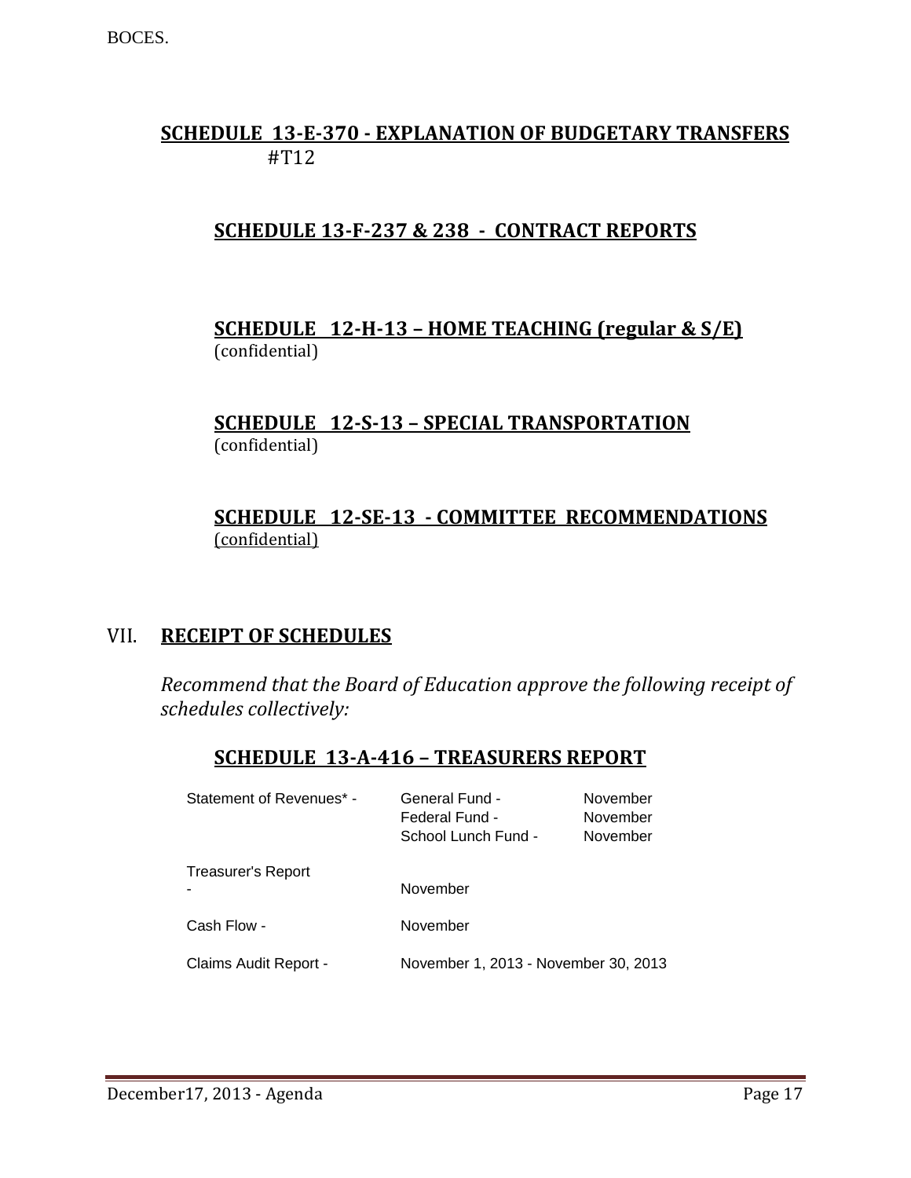BOCES.

**SCHEDULE 13-E-370 - EXPLANATION OF BUDGETARY TRANSFERS**
#T12

**SCHEDULE 13-F-237 & 238 - CONTRACT REPORTS**

**SCHEDULE 12-H-13 – HOME TEACHING (regular & S/E)**
(confidential)

**SCHEDULE 12-S-13 – SPECIAL TRANSPORTATION**
(confidential)

**SCHEDULE 12-SE-13 - COMMITTEE RECOMMENDATIONS**
(confidential)

## VII. RECEIPT OF SCHEDULES

*Recommend that the Board of Education approve the following receipt of schedules collectively:*

**SCHEDULE 13-A-416 – TREASURERS REPORT**

| | | |
|---|---|---|
| Statement of Revenues* - | General Fund - | November |
| | Federal Fund - | November |
| | School Lunch Fund - | November |
| Treasurer's Report - | November | |
| Cash Flow - | November | |
| Claims Audit Report - | November 1, 2013 - November 30, 2013 | |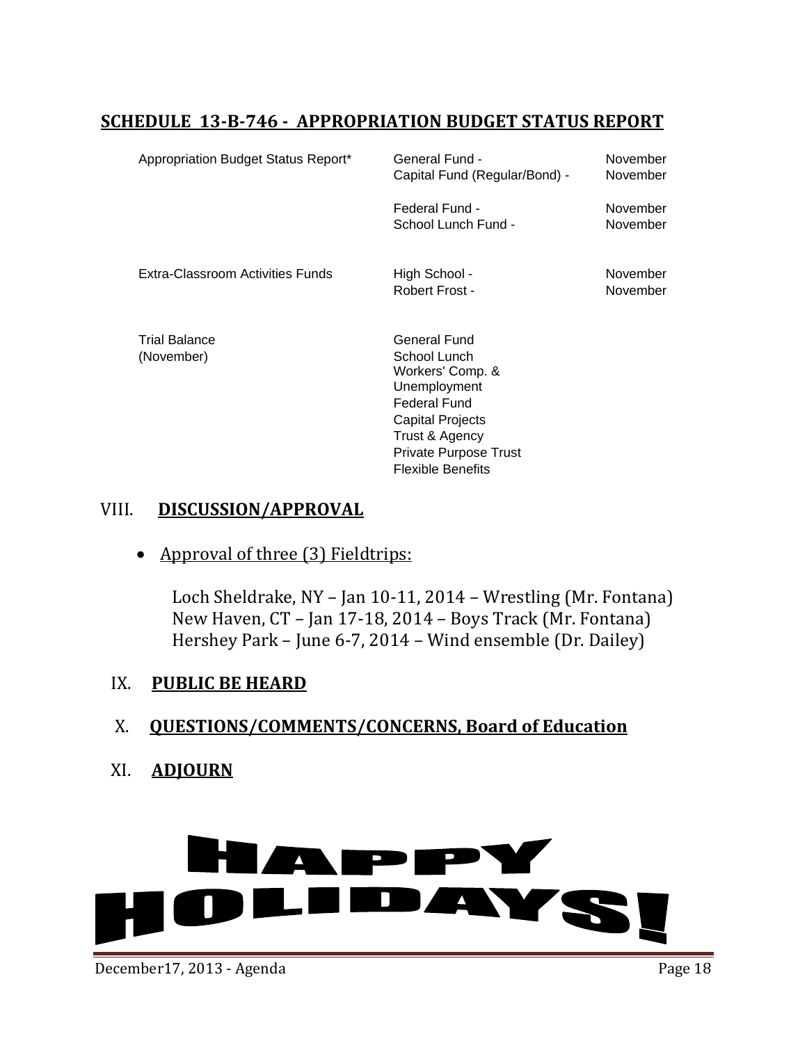## SCHEDULE 13-B-746 - APPROPRIATION BUDGET STATUS REPORT

| | | |
|---|---|---|
| Appropriation Budget Status Report* | General Fund - | November |
| | Capital Fund (Regular/Bond) - | November |
| | Federal Fund - | November |
| | School Lunch Fund - | November |
| Extra-Classroom Activities Funds | High School - | November |
| | Robert Frost - | November |
| Trial Balance (November) | General Fund | |
| | School Lunch | |
| | Workers' Comp. & Unemployment | |
| | Federal Fund | |
| | Capital Projects | |
| | Trust & Agency | |
| | Private Purpose Trust | |
| | Flexible Benefits | |

## VIII. DISCUSSION/APPROVAL

- Approval of three (3) Fieldtrips:

  Loch Sheldrake, NY – Jan 10-11, 2014 – Wrestling (Mr. Fontana)
  New Haven, CT – Jan 17-18, 2014 – Boys Track (Mr. Fontana)
  Hershey Park – June 6-7, 2014 – Wind ensemble (Dr. Dailey)

## IX. PUBLIC BE HEARD

## X. QUESTIONS/COMMENTS/CONCERNS, Board of Education

## XI. ADJOURN

HAPPY HOLIDAYS!